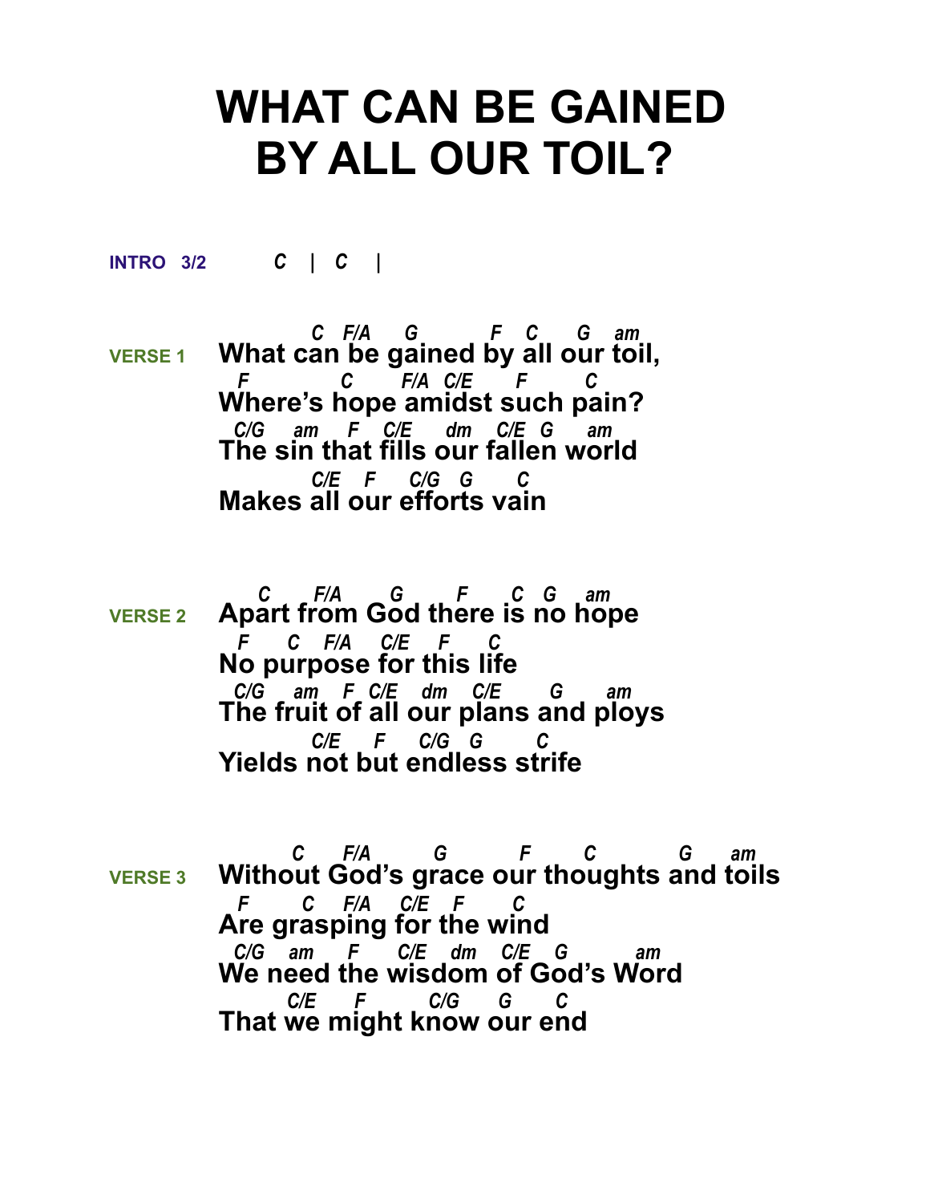# WHAT CAN BE GAINED BY ALL OUR TOIL?

**INTRO 3/2** *C | C |*

**VERSE 1**

```
           C  F/A    G           F   C     G    am
What can be gained by all our toil,
 F          C       F/A  C/E      F       C
Where's hope amidst such pain?
 C/G    am    F   C/E     dm    C/E  G      am
The sin that fills our fallen world
           C/E   F     C/G   G       C
Makes all our efforts vain
```

**VERSE 2**

```
    C      F/A       G        F       C   G     am
Apart from God there is no hope
  F      C    F/A    C/E     F      C
No purpose for this life
 C/G     am    F  C/E    dm    C/E       G       am
The fruit of all our plans and ploys
           C/E      F     C/G   G         C
Yields not but endless strife
```

**VERSE 3**

```
            C     F/A         G           F        C            G      am
Without God's grace our thoughts and toils
 F       C    F/A    C/E   F      C
Are grasping for the wind
 C/G    am     F      C/E   dm    C/E    G           am
We need the wisdom of God's Word
        C/E      F          C/G      G      C
That we might know our end
```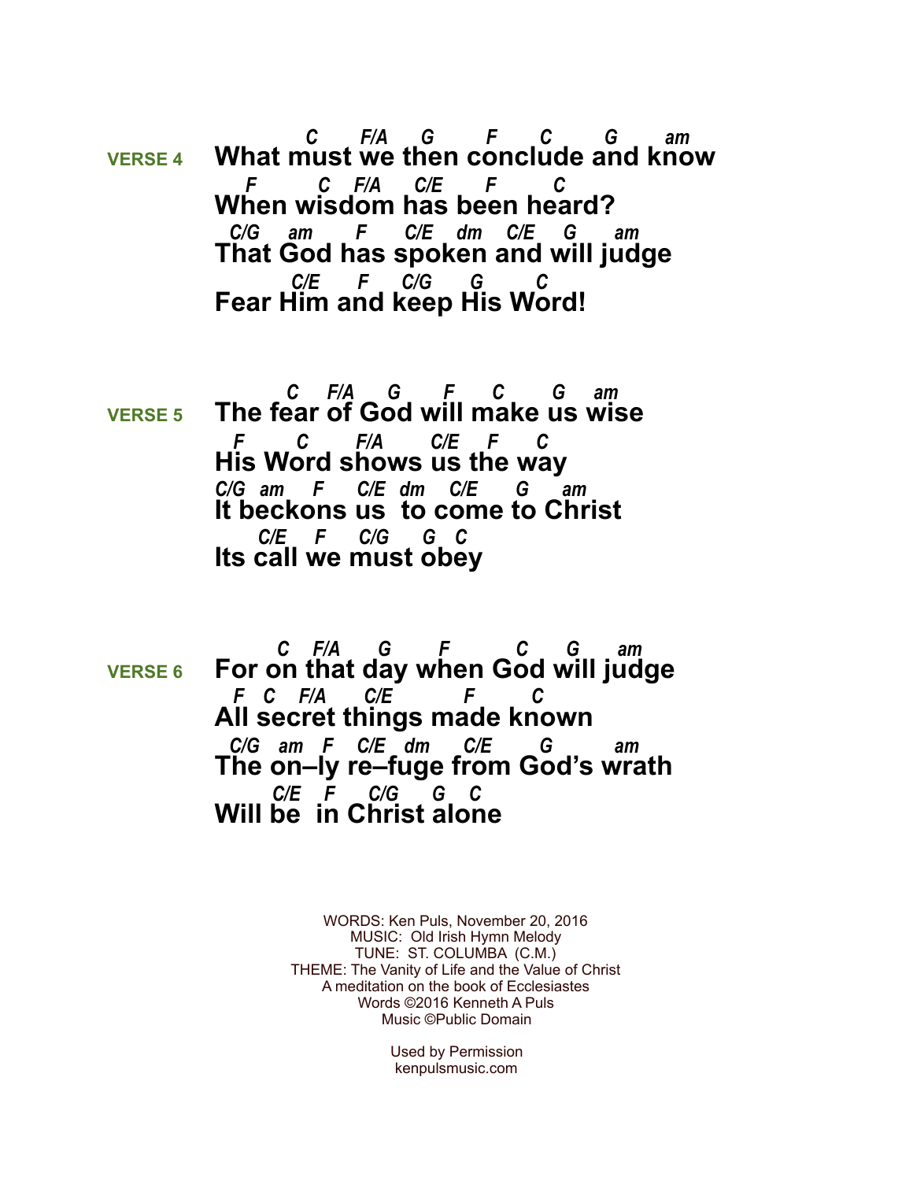**VERSE 4**

```
          C     F/A     G        F      C       G       am
What must we then conclude and know
    F         C    F/A     C/E      F       C
When wisdom has been heard?
  C/G    am       F      C/E   dm    C/E     G      am
That God has spoken and will judge
          C/E      F     C/G      G        C
Fear Him and keep His Word!
```

**VERSE 5**

```
          C     F/A     G       F      C       G    am
The fear of God will make us wise
  F       C       F/A       C/E    F      C
His Word shows us the way
C/G  am     F      C/E  dm    C/E     G      am
It beckons us  to come to Christ
     C/E    F      C/G     G  C
Its call we must obey
```

**VERSE 6**

```
        C    F/A      G       F           C      G     am
For on that day when God will judge
   F   C    F/A      C/E           F         C
All secret things made known
  C/G   am   F    C/E   dm      C/E       G          am
The on–ly re–fuge from God's wrath
       C/E   F     C/G     G   C
Will be  in Christ alone
```

WORDS: Ken Puls, November 20, 2016
MUSIC: Old Irish Hymn Melody
TUNE: ST. COLUMBA (C.M.)
THEME: The Vanity of Life and the Value of Christ
A meditation on the book of Ecclesiastes
Words ©2016 Kenneth A Puls
Music ©Public Domain

Used by Permission
kenpulsmusic.com